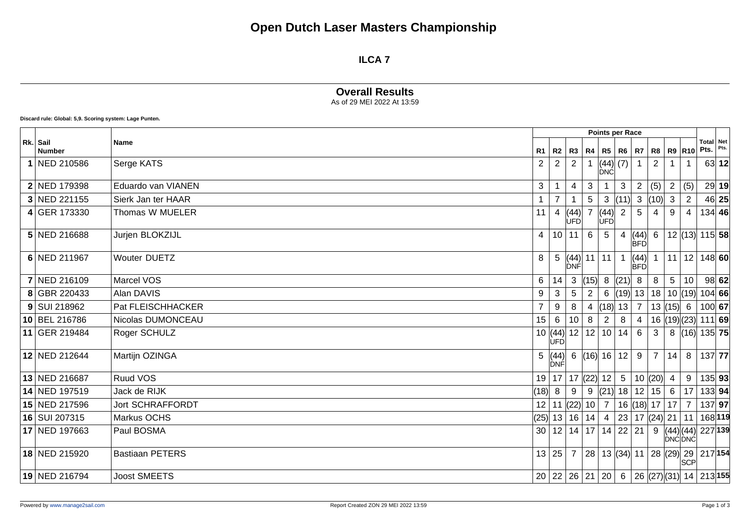# Open Dutch Laser Masters Championship

## ILCA 7

### Overall Results

As of 29 MEI 2022 At 13:59

**Discard rule: Global: 5,9. Scoring system: Lage Punten.**

| Rk. | Sail Number | Name | Points per Race | | | | | | | | | | Total Pts. | Net Pts. |
|---|---|---|---|---|---|---|---|---|---|---|---|---|---|---|
| | | | R1 | R2 | R3 | R4 | R5 | R6 | R7 | R8 | R9 | R10 | | |
| **1** | NED 210586 | Serge KATS | 2 | 2 | 2 | 1 | (44) DNC | (7) | 1 | 2 | 1 | 1 | 63 | **12** |
| **2** | NED 179398 | Eduardo van VIANEN | 3 | 1 | 4 | 3 | 1 | 3 | 2 | (5) | 2 | (5) | 29 | **19** |
| **3** | NED 221155 | Sierk Jan ter HAAR | 1 | 7 | 1 | 5 | 3 | (11) | 3 | (10) | 3 | 2 | 46 | **25** |
| **4** | GER 173330 | Thomas W MUELER | 11 | 4 | (44) UFD | 7 | (44) UFD | 2 | 5 | 4 | 9 | 4 | 134 | **46** |
| **5** | NED 216688 | Jurjen BLOKZIJL | 4 | 10 | 11 | 6 | 5 | 4 | (44) BFD | 6 | 12 | (13) | 115 | **58** |
| **6** | NED 211967 | Wouter DUETZ | 8 | 5 | (44) DNF | 11 | 11 | 1 | (44) BFD | 1 | 11 | 12 | 148 | **60** |
| **7** | NED 216109 | Marcel VOS | 6 | 14 | 3 | (15) | 8 | (21) | 8 | 8 | 5 | 10 | 98 | **62** |
| **8** | GBR 220433 | Alan DAVIS | 9 | 3 | 5 | 2 | 6 | (19) | 13 | 18 | 10 | (19) | 104 | **66** |
| **9** | SUI 218962 | Pat FLEISCHHACKER | 7 | 9 | 8 | 4 | (18) | 13 | 7 | 13 | (15) | 6 | 100 | **67** |
| **10** | BEL 216786 | Nicolas DUMONCEAU | 15 | 6 | 10 | 8 | 2 | 8 | 4 | 16 | (19) | (23) | 111 | **69** |
| **11** | GER 219484 | Roger SCHULZ | 10 | (44) UFD | 12 | 12 | 10 | 14 | 6 | 3 | 8 | (16) | 135 | **75** |
| **12** | NED 212644 | Martijn OZINGA | 5 | (44) DNF | 6 | (16) | 16 | 12 | 9 | 7 | 14 | 8 | 137 | **77** |
| **13** | NED 216687 | Ruud VOS | 19 | 17 | 17 | (22) | 12 | 5 | 10 | (20) | 4 | 9 | 135 | **93** |
| **14** | NED 197519 | Jack de RIJK | (18) | 8 | 9 | 9 | (21) | 18 | 12 | 15 | 6 | 17 | 133 | **94** |
| **15** | NED 217596 | Jort SCHRAFFORDT | 12 | 11 | (22) | 10 | 7 | 16 | (18) | 17 | 17 | 7 | 137 | **97** |
| **16** | SUI 207315 | Markus OCHS | (25) | 13 | 16 | 14 | 4 | 23 | 17 | (24) | 21 | 11 | 168 | **119** |
| **17** | NED 197663 | Paul BOSMA | 30 | 12 | 14 | 17 | 14 | 22 | 21 | 9 | (44) DNC | (44) DNC | 227 | **139** |
| **18** | NED 215920 | Bastiaan PETERS | 13 | 25 | 7 | 28 | 13 | (34) | 11 | 28 | (29) | 29 SCP | 217 | **154** |
| **19** | NED 216794 | Joost SMEETS | 20 | 22 | 26 | 21 | 20 | 6 | 26 | (27) | (31) | 14 | 213 | **155** |

Powered by www.manage2sail.com

Report Created ZON 29 MEI 2022 13:59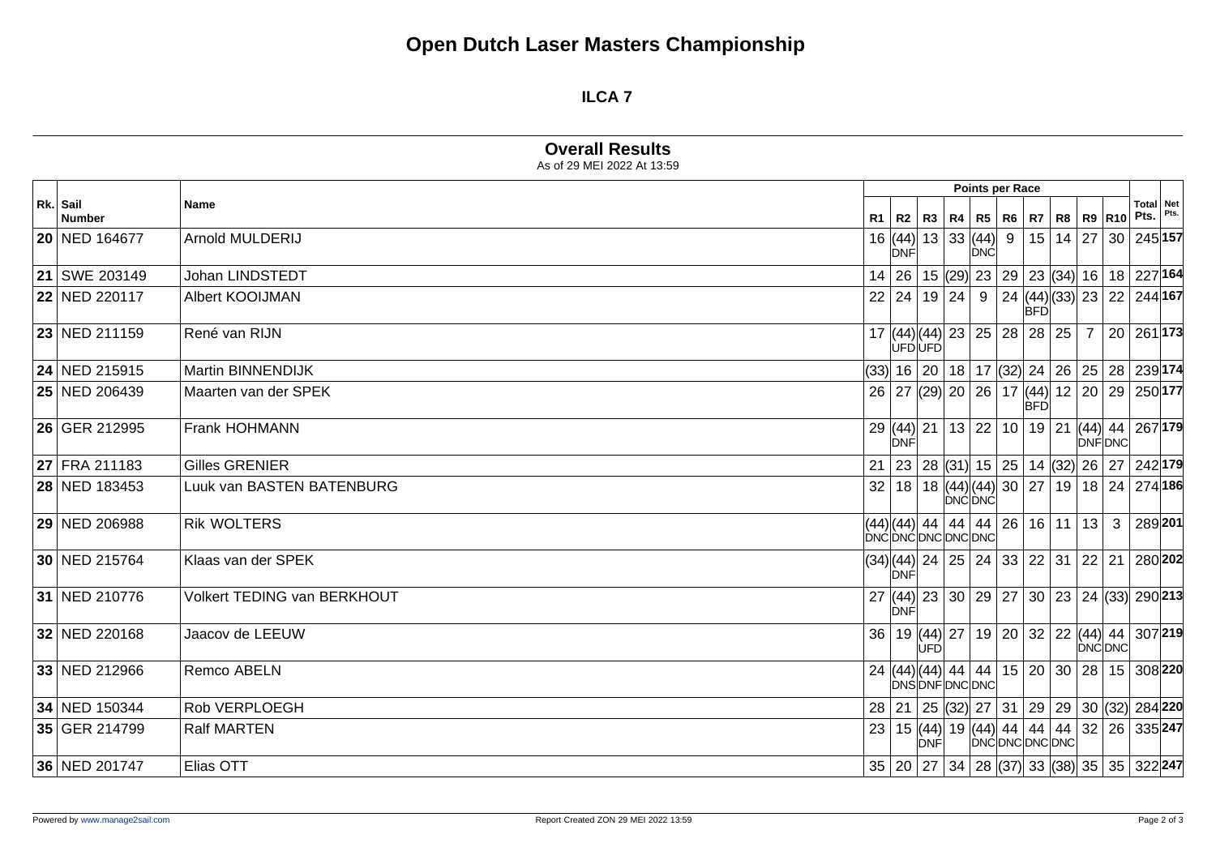# Open Dutch Laser Masters Championship

## ILCA 7

### Overall Results

As of 29 MEI 2022 At 13:59

| Rk. | Sail Number | Name | R1 | R2 | R3 | R4 | R5 | R6 | R7 | R8 | R9 | R10 | Total Pts. | Net Pts. |
|---|---|---|---|---|---|---|---|---|---|---|---|---|---|---|
| | | | Points per Race | | | | | | | | | | | |
| **20** | NED 164677 | Arnold MULDERIJ | 16 | (44) DNF | 13 | 33 | (44) DNC | 9 | 15 | 14 | 27 | 30 | 245 | **157** |
| **21** | SWE 203149 | Johan LINDSTEDT | 14 | 26 | 15 | (29) | 23 | 29 | 23 | (34) | 16 | 18 | 227 | **164** |
| **22** | NED 220117 | Albert KOOIJMAN | 22 | 24 | 19 | 24 | 9 | 24 | (44) BFD | (33) | 23 | 22 | 244 | **167** |
| **23** | NED 211159 | René van RIJN | 17 | (44) UFD | (44) UFD | 23 | 25 | 28 | 28 | 25 | 7 | 20 | 261 | **173** |
| **24** | NED 215915 | Martin BINNENDIJK | (33) | 16 | 20 | 18 | 17 | (32) | 24 | 26 | 25 | 28 | 239 | **174** |
| **25** | NED 206439 | Maarten van der SPEK | 26 | 27 | (29) | 20 | 26 | 17 | (44) BFD | 12 | 20 | 29 | 250 | **177** |
| **26** | GER 212995 | Frank HOHMANN | 29 | (44) DNF | 21 | 13 | 22 | 10 | 19 | 21 | (44) DNF | 44 DNC | 267 | **179** |
| **27** | FRA 211183 | Gilles GRENIER | 21 | 23 | 28 | (31) | 15 | 25 | 14 | (32) | 26 | 27 | 242 | **179** |
| **28** | NED 183453 | Luuk van BASTEN BATENBURG | 32 | 18 | 18 | (44) DNC | (44) DNC | 30 | 27 | 19 | 18 | 24 | 274 | **186** |
| **29** | NED 206988 | Rik WOLTERS | (44) DNC | (44) DNC | 44 DNC | 44 DNC | 44 DNC | 26 | 16 | 11 | 13 | 3 | 289 | **201** |
| **30** | NED 215764 | Klaas van der SPEK | (34) | (44) DNF | 24 | 25 | 24 | 33 | 22 | 31 | 22 | 21 | 280 | **202** |
| **31** | NED 210776 | Volkert TEDING van BERKHOUT | 27 | (44) DNF | 23 | 30 | 29 | 27 | 30 | 23 | 24 | (33) | 290 | **213** |
| **32** | NED 220168 | Jaacov de LEEUW | 36 | 19 | (44) UFD | 27 | 19 | 20 | 32 | 22 | (44) DNC | 44 DNC | 307 | **219** |
| **33** | NED 212966 | Remco ABELN | 24 | (44) DNS | (44) DNF | 44 DNC | 44 DNC | 15 | 20 | 30 | 28 | 15 | 308 | **220** |
| **34** | NED 150344 | Rob VERPLOEGH | 28 | 21 | 25 | (32) | 27 | 31 | 29 | 29 | 30 | (32) | 284 | **220** |
| **35** | GER 214799 | Ralf MARTEN | 23 | 15 | (44) DNF | 19 | (44) DNC | 44 DNC | 44 DNC | 44 DNC | 32 | 26 | 335 | **247** |
| **36** | NED 201747 | Elias OTT | 35 | 20 | 27 | 34 | 28 | (37) | 33 | (38) | 35 | 35 | 322 | **247** |

Powered by www.manage2sail.com

Report Created ZON 29 MEI 2022 13:59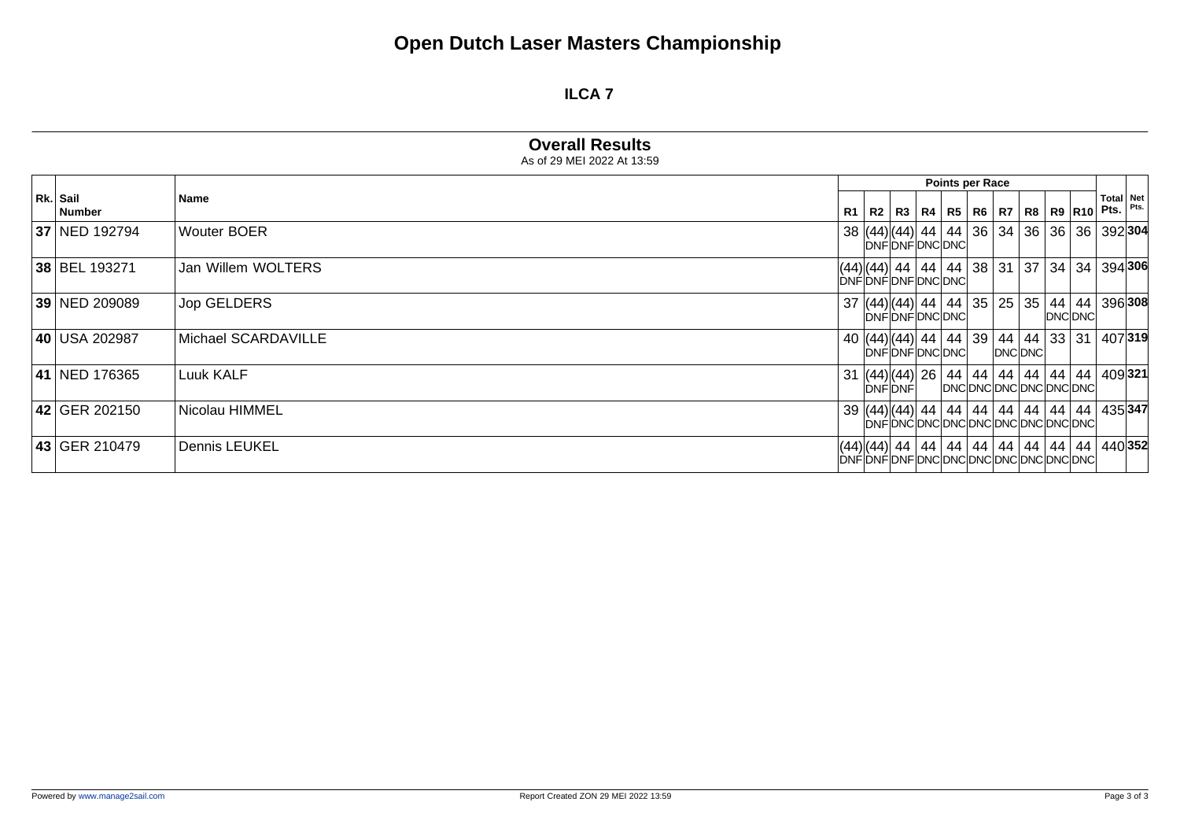# Open Dutch Laser Masters Championship

## ILCA 7

### Overall Results

As of 29 MEI 2022 At 13:59

| Rk. | Sail Number | Name | Points per Race | | | | | | | | | | Total Pts. | Net Pts. |
|---|---|---|---|---|---|---|---|---|---|---|---|---|---|---|
| | | | R1 | R2 | R3 | R4 | R5 | R6 | R7 | R8 | R9 | R10 | | |
| **37** | NED 192794 | Wouter BOER | 38 | (44) DNF | (44) DNF | 44 DNC | 44 DNC | 36 | 34 | 36 | 36 | 36 | 392 | **304** |
| **38** | BEL 193271 | Jan Willem WOLTERS | (44) DNF | (44) DNF | 44 DNF | 44 DNC | 44 DNC | 38 | 31 | 37 | 34 | 34 | 394 | **306** |
| **39** | NED 209089 | Jop GELDERS | 37 | (44) DNF | (44) DNF | 44 DNC | 44 DNC | 35 | 25 | 35 | 44 DNC | 44 DNC | 396 | **308** |
| **40** | USA 202987 | Michael SCARDAVILLE | 40 | (44) DNF | (44) DNF | 44 DNC | 44 DNC | 39 | 44 DNC | 44 DNC | 33 | 31 | 407 | **319** |
| **41** | NED 176365 | Luuk KALF | 31 | (44) DNF | (44) DNF | 26 | 44 DNC | 44 DNC | 44 DNC | 44 DNC | 44 DNC | 44 DNC | 409 | **321** |
| **42** | GER 202150 | Nicolau HIMMEL | 39 | (44) DNF | (44) DNC | 44 DNC | 44 DNC | 44 DNC | 44 DNC | 44 DNC | 44 DNC | 44 DNC | 435 | **347** |
| **43** | GER 210479 | Dennis LEUKEL | (44) DNF | (44) DNF | 44 DNF | 44 DNC | 44 DNC | 44 DNC | 44 DNC | 44 DNC | 44 DNC | 44 DNC | 440 | **352** |

Powered by www.manage2sail.com

Report Created ZON 29 MEI 2022 13:59